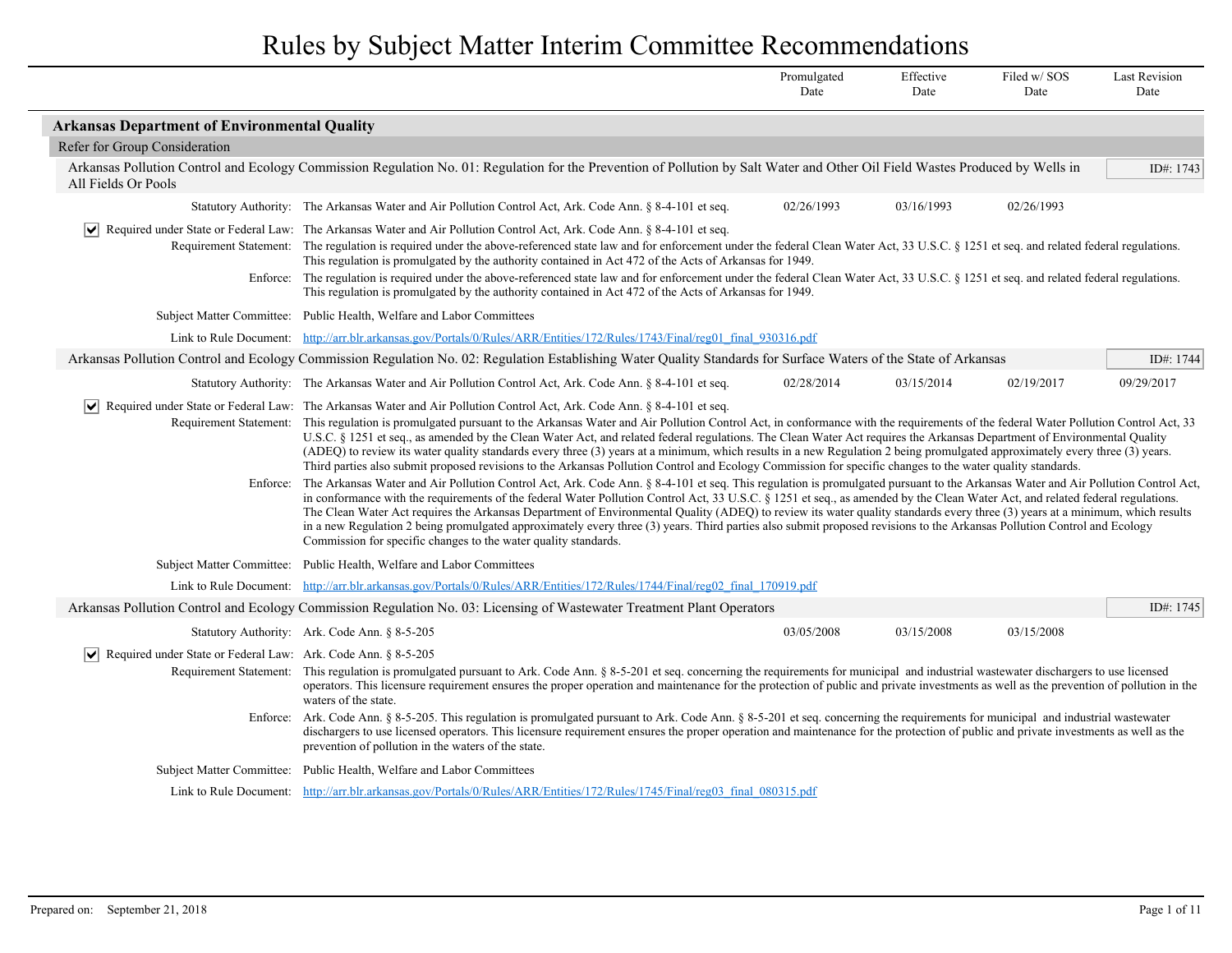# Rules by Subject Matter Interim Committee Recommendations

| | Promulgated Date | Effective Date | Filed w/ SOS Date | Last Revision Date |
|---|---|---|---|---|

## Arkansas Department of Environmental Quality

### Refer for Group Consideration

**Arkansas Pollution Control and Ecology Commission Regulation No. 01: Regulation for the Prevention of Pollution by Salt Water and Other Oil Field Wastes Produced by Wells in All Fields Or Pools** — ID#: 1743

| | | Promulgated Date | Effective Date | Filed w/ SOS Date | Last Revision Date |
|---|---|---|---|---|---|
| Statutory Authority: | The Arkansas Water and Air Pollution Control Act, Ark. Code Ann. § 8-4-101 et seq. | 02/26/1993 | 03/16/1993 | 02/26/1993 | |

☑ Required under State or Federal Law: The Arkansas Water and Air Pollution Control Act, Ark. Code Ann. § 8-4-101 et seq.

Requirement Statement: The regulation is required under the above-referenced state law and for enforcement under the federal Clean Water Act, 33 U.S.C. § 1251 et seq. and related federal regulations. This regulation is promulgated by the authority contained in Act 472 of the Acts of Arkansas for 1949.

Enforce: The regulation is required under the above-referenced state law and for enforcement under the federal Clean Water Act, 33 U.S.C. § 1251 et seq. and related federal regulations. This regulation is promulgated by the authority contained in Act 472 of the Acts of Arkansas for 1949.

Subject Matter Committee: Public Health, Welfare and Labor Committees

Link to Rule Document: http://arr.blr.arkansas.gov/Portals/0/Rules/ARR/Entities/172/Rules/1743/Final/reg01_final_930316.pdf

**Arkansas Pollution Control and Ecology Commission Regulation No. 02: Regulation Establishing Water Quality Standards for Surface Waters of the State of Arkansas** — ID#: 1744

| | | Promulgated Date | Effective Date | Filed w/ SOS Date | Last Revision Date |
|---|---|---|---|---|---|
| Statutory Authority: | The Arkansas Water and Air Pollution Control Act, Ark. Code Ann. § 8-4-101 et seq. | 02/28/2014 | 03/15/2014 | 02/19/2017 | 09/29/2017 |

☑ Required under State or Federal Law: The Arkansas Water and Air Pollution Control Act, Ark. Code Ann. § 8-4-101 et seq.

Requirement Statement: This regulation is promulgated pursuant to the Arkansas Water and Air Pollution Control Act, in conformance with the requirements of the federal Water Pollution Control Act, 33 U.S.C. § 1251 et seq., as amended by the Clean Water Act, and related federal regulations. The Clean Water Act requires the Arkansas Department of Environmental Quality (ADEQ) to review its water quality standards every three (3) years at a minimum, which results in a new Regulation 2 being promulgated approximately every three (3) years. Third parties also submit proposed revisions to the Arkansas Pollution Control and Ecology Commission for specific changes to the water quality standards.

Enforce: The Arkansas Water and Air Pollution Control Act, Ark. Code Ann. § 8-4-101 et seq. This regulation is promulgated pursuant to the Arkansas Water and Air Pollution Control Act, in conformance with the requirements of the federal Water Pollution Control Act, 33 U.S.C. § 1251 et seq., as amended by the Clean Water Act, and related federal regulations. The Clean Water Act requires the Arkansas Department of Environmental Quality (ADEQ) to review its water quality standards every three (3) years at a minimum, which results in a new Regulation 2 being promulgated approximately every three (3) years. Third parties also submit proposed revisions to the Arkansas Pollution Control and Ecology Commission for specific changes to the water quality standards.

Subject Matter Committee: Public Health, Welfare and Labor Committees

Link to Rule Document: http://arr.blr.arkansas.gov/Portals/0/Rules/ARR/Entities/172/Rules/1744/Final/reg02_final_170919.pdf

**Arkansas Pollution Control and Ecology Commission Regulation No. 03: Licensing of Wastewater Treatment Plant Operators** — ID#: 1745

| | | Promulgated Date | Effective Date | Filed w/ SOS Date | Last Revision Date |
|---|---|---|---|---|---|
| Statutory Authority: | Ark. Code Ann. § 8-5-205 | 03/05/2008 | 03/15/2008 | 03/15/2008 | |

☑ Required under State or Federal Law: Ark. Code Ann. § 8-5-205

Requirement Statement: This regulation is promulgated pursuant to Ark. Code Ann. § 8-5-201 et seq. concerning the requirements for municipal and industrial wastewater dischargers to use licensed operators. This licensure requirement ensures the proper operation and maintenance for the protection of public and private investments as well as the prevention of pollution in the waters of the state.

Enforce: Ark. Code Ann. § 8-5-205. This regulation is promulgated pursuant to Ark. Code Ann. § 8-5-201 et seq. concerning the requirements for municipal and industrial wastewater dischargers to use licensed operators. This licensure requirement ensures the proper operation and maintenance for the protection of public and private investments as well as the prevention of pollution in the waters of the state.

Subject Matter Committee: Public Health, Welfare and Labor Committees

Link to Rule Document: http://arr.blr.arkansas.gov/Portals/0/Rules/ARR/Entities/172/Rules/1745/Final/reg03_final_080315.pdf

Prepared on: September 21, 2018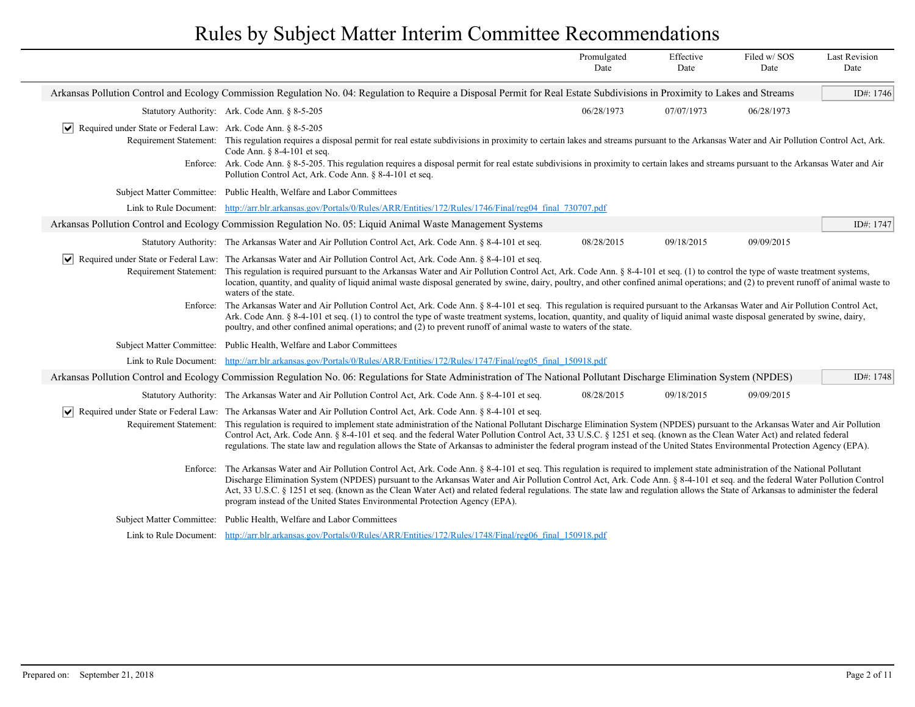# Rules by Subject Matter Interim Committee Recommendations

| | Promulgated Date | Effective Date | Filed w/ SOS Date | Last Revision Date |
|---|---|---|---|---|

## Arkansas Pollution Control and Ecology Commission Regulation No. 04: Regulation to Require a Disposal Permit for Real Estate Subdivisions in Proximity to Lakes and Streams

ID#: 1746

| | | Promulgated Date | Effective Date | Filed w/ SOS Date | Last Revision Date |
|---|---|---|---|---|---|
| Statutory Authority: | Ark. Code Ann. § 8-5-205 | 06/28/1973 | 07/07/1973 | 06/28/1973 | |

☑ Required under State or Federal Law: Ark. Code Ann. § 8-5-205

**Requirement Statement:** This regulation requires a disposal permit for real estate subdivisions in proximity to certain lakes and streams pursuant to the Arkansas Water and Air Pollution Control Act, Ark. Code Ann. § 8-4-101 et seq.

**Enforce:** Ark. Code Ann. § 8-5-205. This regulation requires a disposal permit for real estate subdivisions in proximity to certain lakes and streams pursuant to the Arkansas Water and Air Pollution Control Act, Ark. Code Ann. § 8-4-101 et seq.

**Subject Matter Committee:** Public Health, Welfare and Labor Committees

**Link to Rule Document:** http://arr.blr.arkansas.gov/Portals/0/Rules/ARR/Entities/172/Rules/1746/Final/reg04_final_730707.pdf

## Arkansas Pollution Control and Ecology Commission Regulation No. 05: Liquid Animal Waste Management Systems

ID#: 1747

| | | Promulgated Date | Effective Date | Filed w/ SOS Date | Last Revision Date |
|---|---|---|---|---|---|
| Statutory Authority: | The Arkansas Water and Air Pollution Control Act, Ark. Code Ann. § 8-4-101 et seq. | 08/28/2015 | 09/18/2015 | 09/09/2015 | |

☑ Required under State or Federal Law: The Arkansas Water and Air Pollution Control Act, Ark. Code Ann. § 8-4-101 et seq.

**Requirement Statement:** This regulation is required pursuant to the Arkansas Water and Air Pollution Control Act, Ark. Code Ann. § 8-4-101 et seq. (1) to control the type of waste treatment systems, location, quantity, and quality of liquid animal waste disposal generated by swine, dairy, poultry, and other confined animal operations; and (2) to prevent runoff of animal waste to waters of the state.

**Enforce:** The Arkansas Water and Air Pollution Control Act, Ark. Code Ann. § 8-4-101 et seq. This regulation is required pursuant to the Arkansas Water and Air Pollution Control Act, Ark. Code Ann. § 8-4-101 et seq. (1) to control the type of waste treatment systems, location, quantity, and quality of liquid animal waste disposal generated by swine, dairy, poultry, and other confined animal operations; and (2) to prevent runoff of animal waste to waters of the state.

**Subject Matter Committee:** Public Health, Welfare and Labor Committees

**Link to Rule Document:** http://arr.blr.arkansas.gov/Portals/0/Rules/ARR/Entities/172/Rules/1747/Final/reg05_final_150918.pdf

## Arkansas Pollution Control and Ecology Commission Regulation No. 06: Regulations for State Administration of The National Pollutant Discharge Elimination System (NPDES)

ID#: 1748

| | | Promulgated Date | Effective Date | Filed w/ SOS Date | Last Revision Date |
|---|---|---|---|---|---|
| Statutory Authority: | The Arkansas Water and Air Pollution Control Act, Ark. Code Ann. § 8-4-101 et seq. | 08/28/2015 | 09/18/2015 | 09/09/2015 | |

☑ Required under State or Federal Law: The Arkansas Water and Air Pollution Control Act, Ark. Code Ann. § 8-4-101 et seq.

**Requirement Statement:** This regulation is required to implement state administration of the National Pollutant Discharge Elimination System (NPDES) pursuant to the Arkansas Water and Air Pollution Control Act, Ark. Code Ann. § 8-4-101 et seq. and the federal Water Pollution Control Act, 33 U.S.C. § 1251 et seq. (known as the Clean Water Act) and related federal regulations. The state law and regulation allows the State of Arkansas to administer the federal program instead of the United States Environmental Protection Agency (EPA).

**Enforce:** The Arkansas Water and Air Pollution Control Act, Ark. Code Ann. § 8-4-101 et seq. This regulation is required to implement state administration of the National Pollutant Discharge Elimination System (NPDES) pursuant to the Arkansas Water and Air Pollution Control Act, Ark. Code Ann. § 8-4-101 et seq. and the federal Water Pollution Control Act, 33 U.S.C. § 1251 et seq. (known as the Clean Water Act) and related federal regulations. The state law and regulation allows the State of Arkansas to administer the federal program instead of the United States Environmental Protection Agency (EPA).

**Subject Matter Committee:** Public Health, Welfare and Labor Committees

**Link to Rule Document:** http://arr.blr.arkansas.gov/Portals/0/Rules/ARR/Entities/172/Rules/1748/Final/reg06_final_150918.pdf

Prepared on: September 21, 2018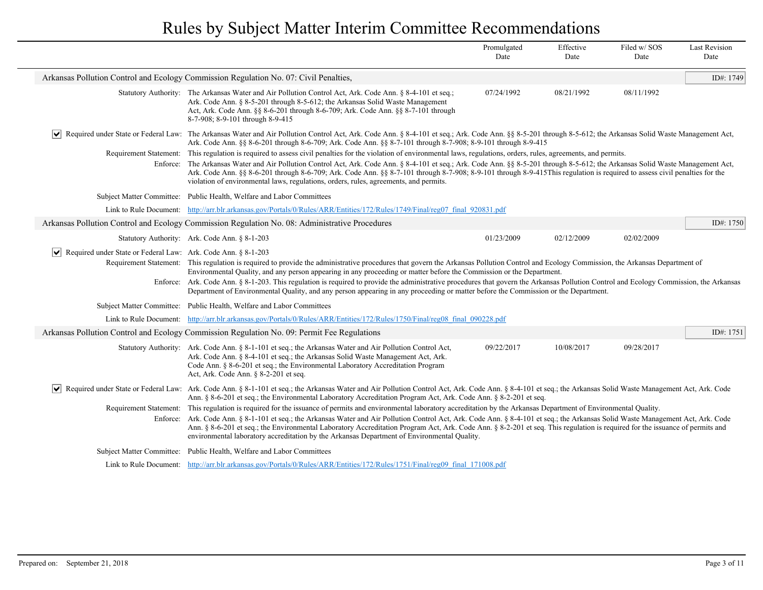# Rules by Subject Matter Interim Committee Recommendations

| | Promulgated Date | Effective Date | Filed w/ SOS Date | Last Revision Date |
|---|---|---|---|---|

## Arkansas Pollution Control and Ecology Commission Regulation No. 07: Civil Penalties,

ID#: 1749

| | Promulgated Date | Effective Date | Filed w/ SOS Date | Last Revision Date |
|---|---|---|---|---|
| **Statutory Authority:** The Arkansas Water and Air Pollution Control Act, Ark. Code Ann. § 8-4-101 et seq.; Ark. Code Ann. § 8-5-201 through 8-5-612; the Arkansas Solid Waste Management Act, Ark. Code Ann. §§ 8-6-201 through 8-6-709; Ark. Code Ann. §§ 8-7-101 through 8-7-908; 8-9-101 through 8-9-415 | 07/24/1992 | 08/21/1992 | 08/11/1992 | |

☑ **Required under State or Federal Law:** The Arkansas Water and Air Pollution Control Act, Ark. Code Ann. § 8-4-101 et seq.; Ark. Code Ann. §§ 8-5-201 through 8-5-612; the Arkansas Solid Waste Management Act, Ark. Code Ann. §§ 8-6-201 through 8-6-709; Ark. Code Ann. §§ 8-7-101 through 8-7-908; 8-9-101 through 8-9-415

**Requirement Statement:** This regulation is required to assess civil penalties for the violation of environmental laws, regulations, orders, rules, agreements, and permits.

**Enforce:** The Arkansas Water and Air Pollution Control Act, Ark. Code Ann. § 8-4-101 et seq.; Ark. Code Ann. §§ 8-5-201 through 8-5-612; the Arkansas Solid Waste Management Act, Ark. Code Ann. §§ 8-6-201 through 8-6-709; Ark. Code Ann. §§ 8-7-101 through 8-7-908; 8-9-101 through 8-9-415This regulation is required to assess civil penalties for the violation of environmental laws, regulations, orders, rules, agreements, and permits.

**Subject Matter Committee:** Public Health, Welfare and Labor Committees

**Link to Rule Document:** http://arr.blr.arkansas.gov/Portals/0/Rules/ARR/Entities/172/Rules/1749/Final/reg07_final_920831.pdf

## Arkansas Pollution Control and Ecology Commission Regulation No. 08: Administrative Procedures

ID#: 1750

| | Promulgated Date | Effective Date | Filed w/ SOS Date | Last Revision Date |
|---|---|---|---|---|
| **Statutory Authority:** Ark. Code Ann. § 8-1-203 | 01/23/2009 | 02/12/2009 | 02/02/2009 | |

☑ **Required under State or Federal Law:** Ark. Code Ann. § 8-1-203

**Requirement Statement:** This regulation is required to provide the administrative procedures that govern the Arkansas Pollution Control and Ecology Commission, the Arkansas Department of Environmental Quality, and any person appearing in any proceeding or matter before the Commission or the Department.

**Enforce:** Ark. Code Ann. § 8-1-203. This regulation is required to provide the administrative procedures that govern the Arkansas Pollution Control and Ecology Commission, the Arkansas Department of Environmental Quality, and any person appearing in any proceeding or matter before the Commission or the Department.

**Subject Matter Committee:** Public Health, Welfare and Labor Committees

**Link to Rule Document:** http://arr.blr.arkansas.gov/Portals/0/Rules/ARR/Entities/172/Rules/1750/Final/reg08_final_090228.pdf

## Arkansas Pollution Control and Ecology Commission Regulation No. 09: Permit Fee Regulations

ID#: 1751

| | Promulgated Date | Effective Date | Filed w/ SOS Date | Last Revision Date |
|---|---|---|---|---|
| **Statutory Authority:** Ark. Code Ann. § 8-1-101 et seq.; the Arkansas Water and Air Pollution Control Act, Ark. Code Ann. § 8-4-101 et seq.; the Arkansas Solid Waste Management Act, Ark. Code Ann. § 8-6-201 et seq.; the Environmental Laboratory Accreditation Program Act, Ark. Code Ann. § 8-2-201 et seq. | 09/22/2017 | 10/08/2017 | 09/28/2017 | |

☑ **Required under State or Federal Law:** Ark. Code Ann. § 8-1-101 et seq.; the Arkansas Water and Air Pollution Control Act, Ark. Code Ann. § 8-4-101 et seq.; the Arkansas Solid Waste Management Act, Ark. Code Ann. § 8-6-201 et seq.; the Environmental Laboratory Accreditation Program Act, Ark. Code Ann. § 8-2-201 et seq.

**Requirement Statement:** This regulation is required for the issuance of permits and environmental laboratory accreditation by the Arkansas Department of Environmental Quality.

**Enforce:** Ark. Code Ann. § 8-1-101 et seq.; the Arkansas Water and Air Pollution Control Act, Ark. Code Ann. § 8-4-101 et seq.; the Arkansas Solid Waste Management Act, Ark. Code Ann. § 8-6-201 et seq.; the Environmental Laboratory Accreditation Program Act, Ark. Code Ann. § 8-2-201 et seq. This regulation is required for the issuance of permits and environmental laboratory accreditation by the Arkansas Department of Environmental Quality.

**Subject Matter Committee:** Public Health, Welfare and Labor Committees

**Link to Rule Document:** http://arr.blr.arkansas.gov/Portals/0/Rules/ARR/Entities/172/Rules/1751/Final/reg09_final_171008.pdf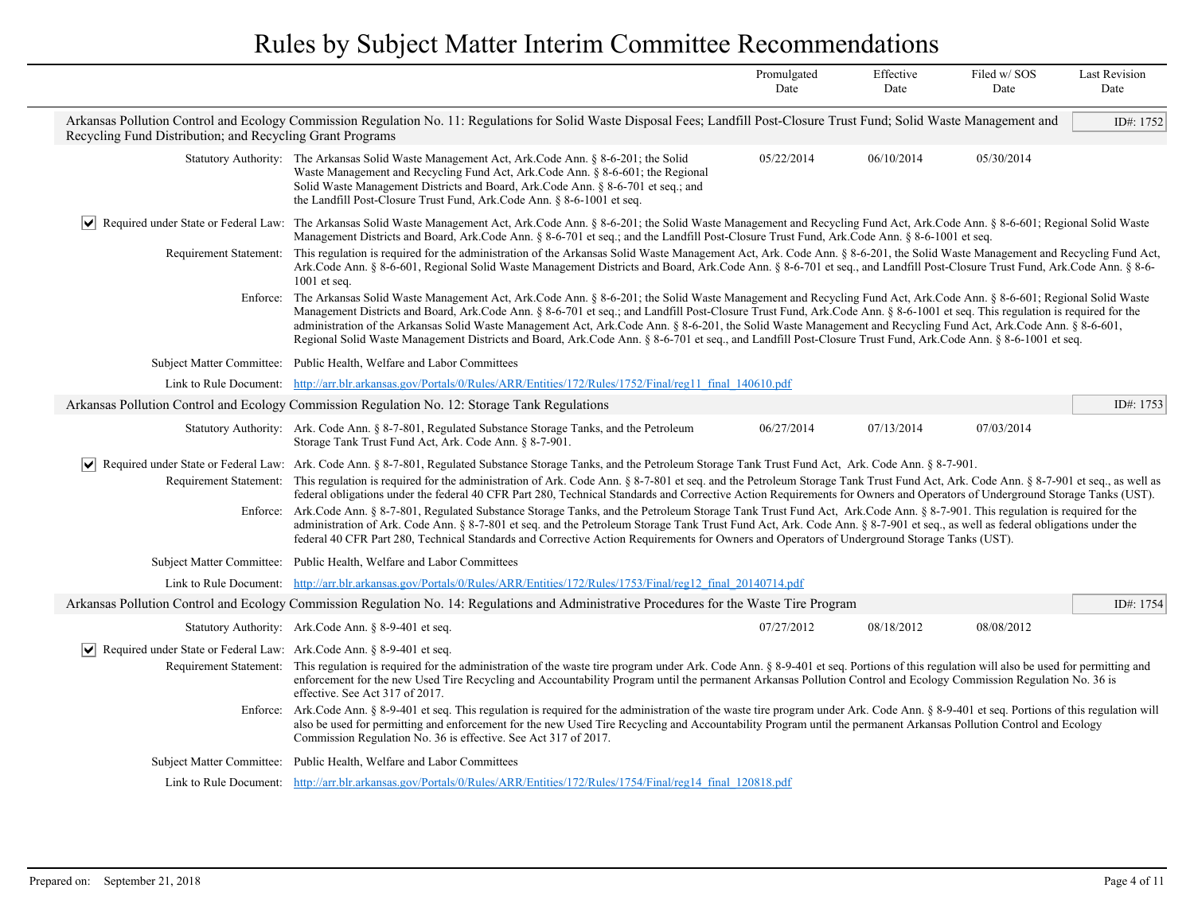# Rules by Subject Matter Interim Committee Recommendations

| | Promulgated Date | Effective Date | Filed w/ SOS Date | Last Revision Date |
|---|---|---|---|---|

## Arkansas Pollution Control and Ecology Commission Regulation No. 11: Regulations for Solid Waste Disposal Fees; Landfill Post-Closure Trust Fund; Solid Waste Management and Recycling Fund Distribution; and Recycling Grant Programs

ID#: 1752

**Statutory Authority:** The Arkansas Solid Waste Management Act, Ark.Code Ann. § 8-6-201; the Solid Waste Management and Recycling Fund Act, Ark.Code Ann. § 8-6-601; the Regional Solid Waste Management Districts and Board, Ark.Code Ann. § 8-6-701 et seq.; and the Landfill Post-Closure Trust Fund, Ark.Code Ann. § 8-6-1001 et seq.

| Promulgated Date | Effective Date | Filed w/ SOS Date | Last Revision Date |
|---|---|---|---|
| 05/22/2014 | 06/10/2014 | 05/30/2014 | |

☑ **Required under State or Federal Law:** The Arkansas Solid Waste Management Act, Ark.Code Ann. § 8-6-201; the Solid Waste Management and Recycling Fund Act, Ark.Code Ann. § 8-6-601; Regional Solid Waste Management Districts and Board, Ark.Code Ann. § 8-6-701 et seq.; and the Landfill Post-Closure Trust Fund, Ark.Code Ann. § 8-6-1001 et seq.

**Requirement Statement:** This regulation is required for the administration of the Arkansas Solid Waste Management Act, Ark. Code Ann. § 8-6-201, the Solid Waste Management and Recycling Fund Act, Ark.Code Ann. § 8-6-601, Regional Solid Waste Management Districts and Board, Ark.Code Ann. § 8-6-701 et seq., and Landfill Post-Closure Trust Fund, Ark.Code Ann. § 8-6-1001 et seq.

**Enforce:** The Arkansas Solid Waste Management Act, Ark.Code Ann. § 8-6-201; the Solid Waste Management and Recycling Fund Act, Ark.Code Ann. § 8-6-601; Regional Solid Waste Management Districts and Board, Ark.Code Ann. § 8-6-701 et seq.; and Landfill Post-Closure Trust Fund, Ark.Code Ann. § 8-6-1001 et seq. This regulation is required for the administration of the Arkansas Solid Waste Management Act, Ark.Code Ann. § 8-6-201, the Solid Waste Management and Recycling Fund Act, Ark.Code Ann. § 8-6-601, Regional Solid Waste Management Districts and Board, Ark.Code Ann. § 8-6-701 et seq., and Landfill Post-Closure Trust Fund, Ark.Code Ann. § 8-6-1001 et seq.

**Subject Matter Committee:** Public Health, Welfare and Labor Committees

**Link to Rule Document:** http://arr.blr.arkansas.gov/Portals/0/Rules/ARR/Entities/172/Rules/1752/Final/reg11_final_140610.pdf

## Arkansas Pollution Control and Ecology Commission Regulation No. 12: Storage Tank Regulations

ID#: 1753

**Statutory Authority:** Ark. Code Ann. § 8-7-801, Regulated Substance Storage Tanks, and the Petroleum Storage Tank Trust Fund Act, Ark. Code Ann. § 8-7-901.

| Promulgated Date | Effective Date | Filed w/ SOS Date | Last Revision Date |
|---|---|---|---|
| 06/27/2014 | 07/13/2014 | 07/03/2014 | |

☑ **Required under State or Federal Law:** Ark. Code Ann. § 8-7-801, Regulated Substance Storage Tanks, and the Petroleum Storage Tank Trust Fund Act, Ark. Code Ann. § 8-7-901.

**Requirement Statement:** This regulation is required for the administration of Ark. Code Ann. § 8-7-801 et seq. and the Petroleum Storage Tank Trust Fund Act, Ark. Code Ann. § 8-7-901 et seq., as well as federal obligations under the federal 40 CFR Part 280, Technical Standards and Corrective Action Requirements for Owners and Operators of Underground Storage Tanks (UST).

**Enforce:** Ark.Code Ann. § 8-7-801, Regulated Substance Storage Tanks, and the Petroleum Storage Tank Trust Fund Act, Ark.Code Ann. § 8-7-901. This regulation is required for the administration of Ark. Code Ann. § 8-7-801 et seq. and the Petroleum Storage Tank Trust Fund Act, Ark. Code Ann. § 8-7-901 et seq., as well as federal obligations under the federal 40 CFR Part 280, Technical Standards and Corrective Action Requirements for Owners and Operators of Underground Storage Tanks (UST).

**Subject Matter Committee:** Public Health, Welfare and Labor Committees

**Link to Rule Document:** http://arr.blr.arkansas.gov/Portals/0/Rules/ARR/Entities/172/Rules/1753/Final/reg12_final_20140714.pdf

## Arkansas Pollution Control and Ecology Commission Regulation No. 14: Regulations and Administrative Procedures for the Waste Tire Program

ID#: 1754

**Statutory Authority:** Ark.Code Ann. § 8-9-401 et seq.

| Promulgated Date | Effective Date | Filed w/ SOS Date | Last Revision Date |
|---|---|---|---|
| 07/27/2012 | 08/18/2012 | 08/08/2012 | |

☑ **Required under State or Federal Law:** Ark.Code Ann. § 8-9-401 et seq.

**Requirement Statement:** This regulation is required for the administration of the waste tire program under Ark. Code Ann. § 8-9-401 et seq. Portions of this regulation will also be used for permitting and enforcement for the new Used Tire Recycling and Accountability Program until the permanent Arkansas Pollution Control and Ecology Commission Regulation No. 36 is effective. See Act 317 of 2017.

**Enforce:** Ark.Code Ann. § 8-9-401 et seq. This regulation is required for the administration of the waste tire program under Ark. Code Ann. § 8-9-401 et seq. Portions of this regulation will also be used for permitting and enforcement for the new Used Tire Recycling and Accountability Program until the permanent Arkansas Pollution Control and Ecology Commission Regulation No. 36 is effective. See Act 317 of 2017.

**Subject Matter Committee:** Public Health, Welfare and Labor Committees

**Link to Rule Document:** http://arr.blr.arkansas.gov/Portals/0/Rules/ARR/Entities/172/Rules/1754/Final/reg14_final_120818.pdf

Prepared on: September 21, 2018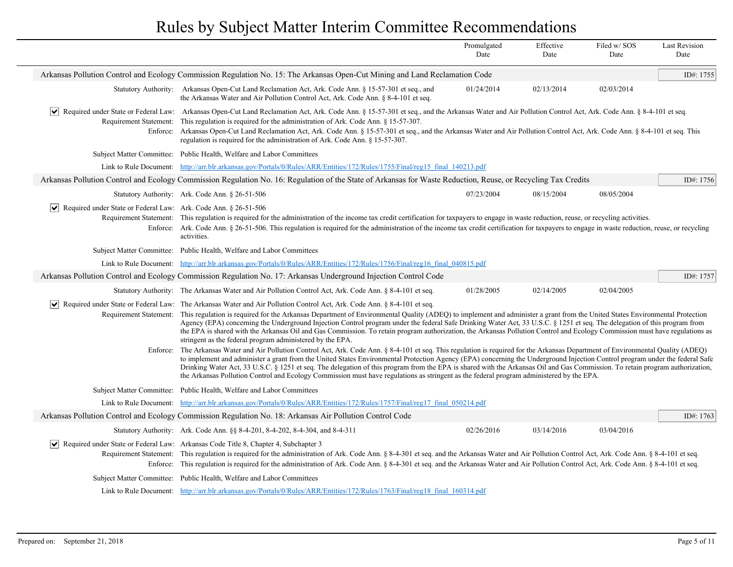# Rules by Subject Matter Interim Committee Recommendations

| | Promulgated Date | Effective Date | Filed w/ SOS Date | Last Revision Date |
|---|---|---|---|---|

### Arkansas Pollution Control and Ecology Commission Regulation No. 15: The Arkansas Open-Cut Mining and Land Reclamation Code

ID#: 1755

**Statutory Authority:** Arkansas Open-Cut Land Reclamation Act, Ark. Code Ann. § 15-57-301 et seq., and the Arkansas Water and Air Pollution Control Act, Ark. Code Ann. § 8-4-101 et seq.

| Promulgated Date | Effective Date | Filed w/ SOS Date | Last Revision Date |
|---|---|---|---|
| 01/24/2014 | 02/13/2014 | 02/03/2014 | |

☑ **Required under State or Federal Law:** Arkansas Open-Cut Land Reclamation Act, Ark. Code Ann. § 15-57-301 et seq., and the Arkansas Water and Air Pollution Control Act, Ark. Code Ann. § 8-4-101 et seq.

**Requirement Statement:** This regulation is required for the administration of Ark. Code Ann. § 15-57-307.

**Enforce:** Arkansas Open-Cut Land Reclamation Act, Ark. Code Ann. § 15-57-301 et seq., and the Arkansas Water and Air Pollution Control Act, Ark. Code Ann. § 8-4-101 et seq. This regulation is required for the administration of Ark. Code Ann. § 15-57-307.

**Subject Matter Committee:** Public Health, Welfare and Labor Committees

**Link to Rule Document:** http://arr.blr.arkansas.gov/Portals/0/Rules/ARR/Entities/172/Rules/1755/Final/reg15_final_140213.pdf

### Arkansas Pollution Control and Ecology Commission Regulation No. 16: Regulation of the State of Arkansas for Waste Reduction, Reuse, or Recycling Tax Credits

ID#: 1756

**Statutory Authority:** Ark. Code Ann. § 26-51-506

| Promulgated Date | Effective Date | Filed w/ SOS Date | Last Revision Date |
|---|---|---|---|
| 07/23/2004 | 08/15/2004 | 08/05/2004 | |

☑ **Required under State or Federal Law:** Ark. Code Ann. § 26-51-506

**Requirement Statement:** This regulation is required for the administration of the income tax credit certification for taxpayers to engage in waste reduction, reuse, or recycling activities.

**Enforce:** Ark. Code Ann. § 26-51-506. This regulation is required for the administration of the income tax credit certification for taxpayers to engage in waste reduction, reuse, or recycling activities.

**Subject Matter Committee:** Public Health, Welfare and Labor Committees

**Link to Rule Document:** http://arr.blr.arkansas.gov/Portals/0/Rules/ARR/Entities/172/Rules/1756/Final/reg16_final_040815.pdf

### Arkansas Pollution Control and Ecology Commission Regulation No. 17: Arkansas Underground Injection Control Code

ID#: 1757

**Statutory Authority:** The Arkansas Water and Air Pollution Control Act, Ark. Code Ann. § 8-4-101 et seq.

| Promulgated Date | Effective Date | Filed w/ SOS Date | Last Revision Date |
|---|---|---|---|
| 01/28/2005 | 02/14/2005 | 02/04/2005 | |

☑ **Required under State or Federal Law:** The Arkansas Water and Air Pollution Control Act, Ark. Code Ann. § 8-4-101 et seq.

**Requirement Statement:** This regulation is required for the Arkansas Department of Environmental Quality (ADEQ) to implement and administer a grant from the United States Environmental Protection Agency (EPA) concerning the Underground Injection Control program under the federal Safe Drinking Water Act, 33 U.S.C. § 1251 et seq. The delegation of this program from the EPA is shared with the Arkansas Oil and Gas Commission. To retain program authorization, the Arkansas Pollution Control and Ecology Commission must have regulations as stringent as the federal program administered by the EPA.

**Enforce:** The Arkansas Water and Air Pollution Control Act, Ark. Code Ann. § 8-4-101 et seq. This regulation is required for the Arkansas Department of Environmental Quality (ADEQ) to implement and administer a grant from the United States Environmental Protection Agency (EPA) concerning the Underground Injection Control program under the federal Safe Drinking Water Act, 33 U.S.C. § 1251 et seq. The delegation of this program from the EPA is shared with the Arkansas Oil and Gas Commission. To retain program authorization, the Arkansas Pollution Control and Ecology Commission must have regulations as stringent as the federal program administered by the EPA.

**Subject Matter Committee:** Public Health, Welfare and Labor Committees

**Link to Rule Document:** http://arr.blr.arkansas.gov/Portals/0/Rules/ARR/Entities/172/Rules/1757/Final/reg17_final_050214.pdf

### Arkansas Pollution Control and Ecology Commission Regulation No. 18: Arkansas Air Pollution Control Code

ID#: 1763

**Statutory Authority:** Ark. Code Ann. §§ 8-4-201, 8-4-202, 8-4-304, and 8-4-311

| Promulgated Date | Effective Date | Filed w/ SOS Date | Last Revision Date |
|---|---|---|---|
| 02/26/2016 | 03/14/2016 | 03/04/2016 | |

☑ **Required under State or Federal Law:** Arkansas Code Title 8, Chapter 4, Subchapter 3

**Requirement Statement:** This regulation is required for the administration of Ark. Code Ann. § 8-4-301 et seq. and the Arkansas Water and Air Pollution Control Act, Ark. Code Ann. § 8-4-101 et seq.

**Enforce:** This regulation is required for the administration of Ark. Code Ann. § 8-4-301 et seq. and the Arkansas Water and Air Pollution Control Act, Ark. Code Ann. § 8-4-101 et seq.

**Subject Matter Committee:** Public Health, Welfare and Labor Committees

**Link to Rule Document:** http://arr.blr.arkansas.gov/Portals/0/Rules/ARR/Entities/172/Rules/1763/Final/reg18_final_160314.pdf

Prepared on: September 21, 2018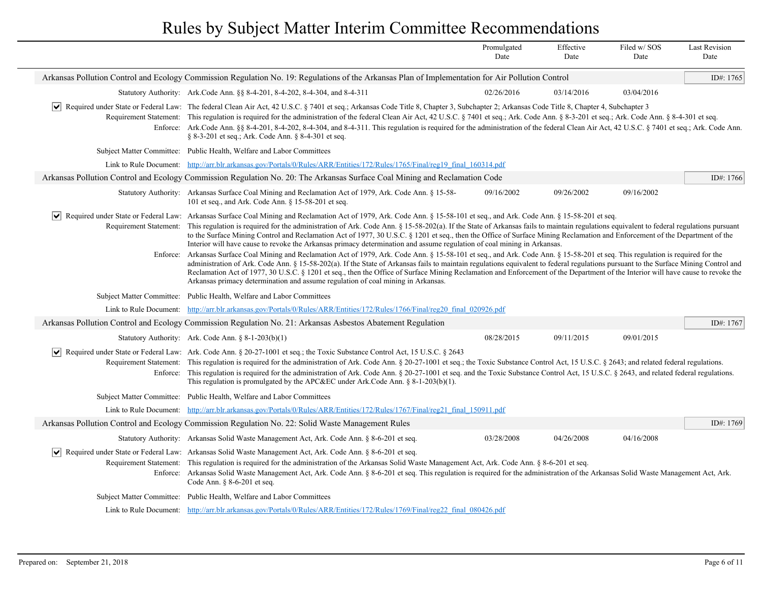# Rules by Subject Matter Interim Committee Recommendations

| | Promulgated Date | Effective Date | Filed w/ SOS Date | Last Revision Date |
|---|---|---|---|---|

## Arkansas Pollution Control and Ecology Commission Regulation No. 19: Regulations of the Arkansas Plan of Implementation for Air Pollution Control

ID#: 1765

**Statutory Authority:** Ark.Code Ann. §§ 8-4-201, 8-4-202, 8-4-304, and 8-4-311

| Promulgated Date | Effective Date | Filed w/ SOS Date | Last Revision Date |
|---|---|---|---|
| 02/26/2016 | 03/14/2016 | 03/04/2016 | |

☑ **Required under State or Federal Law:** The federal Clean Air Act, 42 U.S.C. § 7401 et seq.; Arkansas Code Title 8, Chapter 3, Subchapter 2; Arkansas Code Title 8, Chapter 4, Subchapter 3

**Requirement Statement:** This regulation is required for the administration of the federal Clean Air Act, 42 U.S.C. § 7401 et seq.; Ark. Code Ann. § 8-3-201 et seq.; Ark. Code Ann. § 8-4-301 et seq.

**Enforce:** Ark.Code Ann. §§ 8-4-201, 8-4-202, 8-4-304, and 8-4-311. This regulation is required for the administration of the federal Clean Air Act, 42 U.S.C. § 7401 et seq.; Ark. Code Ann. § 8-3-201 et seq.; Ark. Code Ann. § 8-4-301 et seq.

**Subject Matter Committee:** Public Health, Welfare and Labor Committees

**Link to Rule Document:** http://arr.blr.arkansas.gov/Portals/0/Rules/ARR/Entities/172/Rules/1765/Final/reg19_final_160314.pdf

## Arkansas Pollution Control and Ecology Commission Regulation No. 20: The Arkansas Surface Coal Mining and Reclamation Code

ID#: 1766

**Statutory Authority:** Arkansas Surface Coal Mining and Reclamation Act of 1979, Ark. Code Ann. § 15-58-101 et seq., and Ark. Code Ann. § 15-58-201 et seq.

| Promulgated Date | Effective Date | Filed w/ SOS Date | Last Revision Date |
|---|---|---|---|
| 09/16/2002 | 09/26/2002 | 09/16/2002 | |

☑ **Required under State or Federal Law:** Arkansas Surface Coal Mining and Reclamation Act of 1979, Ark. Code Ann. § 15-58-101 et seq., and Ark. Code Ann. § 15-58-201 et seq.

**Requirement Statement:** This regulation is required for the administration of Ark. Code Ann. § 15-58-202(a). If the State of Arkansas fails to maintain regulations equivalent to federal regulations pursuant to the Surface Mining Control and Reclamation Act of 1977, 30 U.S.C. § 1201 et seq., then the Office of Surface Mining Reclamation and Enforcement of the Department of the Interior will have cause to revoke the Arkansas primacy determination and assume regulation of coal mining in Arkansas.

**Enforce:** Arkansas Surface Coal Mining and Reclamation Act of 1979, Ark. Code Ann. § 15-58-101 et seq., and Ark. Code Ann. § 15-58-201 et seq. This regulation is required for the administration of Ark. Code Ann. § 15-58-202(a). If the State of Arkansas fails to maintain regulations equivalent to federal regulations pursuant to the Surface Mining Control and Reclamation Act of 1977, 30 U.S.C. § 1201 et seq., then the Office of Surface Mining Reclamation and Enforcement of the Department of the Interior will have cause to revoke the Arkansas primacy determination and assume regulation of coal mining in Arkansas.

**Subject Matter Committee:** Public Health, Welfare and Labor Committees

**Link to Rule Document:** http://arr.blr.arkansas.gov/Portals/0/Rules/ARR/Entities/172/Rules/1766/Final/reg20_final_020926.pdf

## Arkansas Pollution Control and Ecology Commission Regulation No. 21: Arkansas Asbestos Abatement Regulation

ID#: 1767

**Statutory Authority:** Ark. Code Ann. § 8-1-203(b)(1)

| Promulgated Date | Effective Date | Filed w/ SOS Date | Last Revision Date |
|---|---|---|---|
| 08/28/2015 | 09/11/2015 | 09/01/2015 | |

☑ **Required under State or Federal Law:** Ark. Code Ann. § 20-27-1001 et seq.; the Toxic Substance Control Act, 15 U.S.C. § 2643

**Requirement Statement:** This regulation is required for the administration of Ark. Code Ann. § 20-27-1001 et seq.; the Toxic Substance Control Act, 15 U.S.C. § 2643; and related federal regulations.

**Enforce:** This regulation is required for the administration of Ark. Code Ann. § 20-27-1001 et seq. and the Toxic Substance Control Act, 15 U.S.C. § 2643, and related federal regulations. This regulation is promulgated by the APC&EC under Ark.Code Ann. § 8-1-203(b)(1).

**Subject Matter Committee:** Public Health, Welfare and Labor Committees

**Link to Rule Document:** http://arr.blr.arkansas.gov/Portals/0/Rules/ARR/Entities/172/Rules/1767/Final/reg21_final_150911.pdf

## Arkansas Pollution Control and Ecology Commission Regulation No. 22: Solid Waste Management Rules

ID#: 1769

**Statutory Authority:** Arkansas Solid Waste Management Act, Ark. Code Ann. § 8-6-201 et seq.

| Promulgated Date | Effective Date | Filed w/ SOS Date | Last Revision Date |
|---|---|---|---|
| 03/28/2008 | 04/26/2008 | 04/16/2008 | |

☑ **Required under State or Federal Law:** Arkansas Solid Waste Management Act, Ark. Code Ann. § 8-6-201 et seq.

**Requirement Statement:** This regulation is required for the administration of the Arkansas Solid Waste Management Act, Ark. Code Ann. § 8-6-201 et seq.

**Enforce:** Arkansas Solid Waste Management Act, Ark. Code Ann. § 8-6-201 et seq. This regulation is required for the administration of the Arkansas Solid Waste Management Act, Ark. Code Ann. § 8-6-201 et seq.

**Subject Matter Committee:** Public Health, Welfare and Labor Committees

**Link to Rule Document:** http://arr.blr.arkansas.gov/Portals/0/Rules/ARR/Entities/172/Rules/1769/Final/reg22_final_080426.pdf

Prepared on: September 21, 2018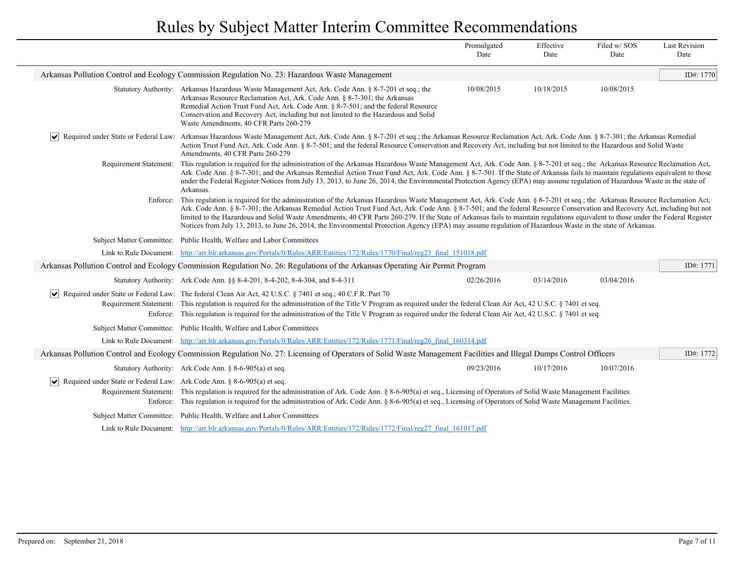# Rules by Subject Matter Interim Committee Recommendations

| | Promulgated Date | Effective Date | Filed w/ SOS Date | Last Revision Date |
|---|---|---|---|---|

## Arkansas Pollution Control and Ecology Commission Regulation No. 23: Hazardous Waste Management

ID#: 1770

| Promulgated Date | Effective Date | Filed w/ SOS Date | Last Revision Date |
|---|---|---|---|
| 10/08/2015 | 10/18/2015 | 10/08/2015 | |

**Statutory Authority:** Arkansas Hazardous Waste Management Act, Ark. Code Ann. § 8-7-201 et seq.; the Arkansas Resource Reclamation Act, Ark. Code Ann. § 8-7-301; the Arkansas Remedial Action Trust Fund Act, Ark. Code Ann. § 8-7-501; and the federal Resource Conservation and Recovery Act, including but not limited to the Hazardous and Solid Waste Amendments, 40 CFR Parts 260-279

☑ **Required under State or Federal Law:** Arkansas Hazardous Waste Management Act, Ark. Code Ann. § 8-7-201 et seq.; the Arkansas Resource Reclamation Act, Ark. Code Ann. § 8-7-301; the Arkansas Remedial Action Trust Fund Act, Ark. Code Ann. § 8-7-501; and the federal Resource Conservation and Recovery Act, including but not limited to the Hazardous and Solid Waste Amendments, 40 CFR Parts 260-279

**Requirement Statement:** This regulation is required for the administration of the Arkansas Hazardous Waste Management Act, Ark. Code Ann. § 8-7-201 et seq.; the Arkansas Resource Reclamation Act, Ark. Code Ann. § 8-7-301; and the Arkansas Remedial Action Trust Fund Act, Ark. Code Ann. § 8-7-501. If the State of Arkansas fails to maintain regulations equivalent to those under the Federal Register Notices from July 13, 2013, to June 26, 2014, the Environmental Protection Agency (EPA) may assume regulation of Hazardous Waste in the state of Arkansas.

**Enforce:** This regulation is required for the administration of the Arkansas Hazardous Waste Management Act, Ark. Code Ann. § 8-7-201 et seq.; the Arkansas Resource Reclamation Act, Ark. Code Ann. § 8-7-301; the Arkansas Remedial Action Trust Fund Act, Ark. Code Ann. § 8-7-501; and the federal Resource Conservation and Recovery Act, including but not limited to the Hazardous and Solid Waste Amendments, 40 CFR Parts 260-279. If the State of Arkansas fails to maintain regulations equivalent to those under the Federal Register Notices from July 13, 2013, to June 26, 2014, the Environmental Protection Agency (EPA) may assume regulation of Hazardous Waste in the state of Arkansas.

**Subject Matter Committee:** Public Health, Welfare and Labor Committees

**Link to Rule Document:** http://arr.blr.arkansas.gov/Portals/0/Rules/ARR/Entities/172/Rules/1770/Final/reg23_final_151018.pdf

## Arkansas Pollution Control and Ecology Commission Regulation No. 26: Regulations of the Arkansas Operating Air Permit Program

ID#: 1771

| Promulgated Date | Effective Date | Filed w/ SOS Date | Last Revision Date |
|---|---|---|---|
| 02/26/2016 | 03/14/2016 | 03/04/2016 | |

**Statutory Authority:** Ark.Code Ann. §§ 8-4-201, 8-4-202, 8-4-304, and 8-4-311

☑ **Required under State or Federal Law:** The federal Clean Air Act, 42 U.S.C. § 7401 et seq.; 40 C.F.R. Part 70

**Requirement Statement:** This regulation is required for the administration of the Title V Program as required under the federal Clean Air Act, 42 U.S.C. § 7401 et seq.

**Enforce:** This regulation is required for the administration of the Title V Program as required under the federal Clean Air Act, 42 U.S.C. § 7401 et seq.

**Subject Matter Committee:** Public Health, Welfare and Labor Committees

**Link to Rule Document:** http://arr.blr.arkansas.gov/Portals/0/Rules/ARR/Entities/172/Rules/1771/Final/reg26_final_160314.pdf

## Arkansas Pollution Control and Ecology Commission Regulation No. 27: Licensing of Operators of Solid Waste Management Facilities and Illegal Dumps Control Officers

ID#: 1772

| Promulgated Date | Effective Date | Filed w/ SOS Date | Last Revision Date |
|---|---|---|---|
| 09/23/2016 | 10/17/2016 | 10/07/2016 | |

**Statutory Authority:** Ark.Code Ann. § 8-6-905(a) et seq.

☑ **Required under State or Federal Law:** Ark.Code Ann. § 8-6-905(a) et seq.

**Requirement Statement:** This regulation is required for the administration of Ark. Code Ann. § 8-6-905(a) et seq., Licensing of Operators of Solid Waste Management Facilities.

**Enforce:** This regulation is required for the administration of Ark. Code Ann. § 8-6-905(a) et seq., Licensing of Operators of Solid Waste Management Facilities.

**Subject Matter Committee:** Public Health, Welfare and Labor Committees

**Link to Rule Document:** http://arr.blr.arkansas.gov/Portals/0/Rules/ARR/Entities/172/Rules/1772/Final/reg27_final_161017.pdf

Prepared on: September 21, 2018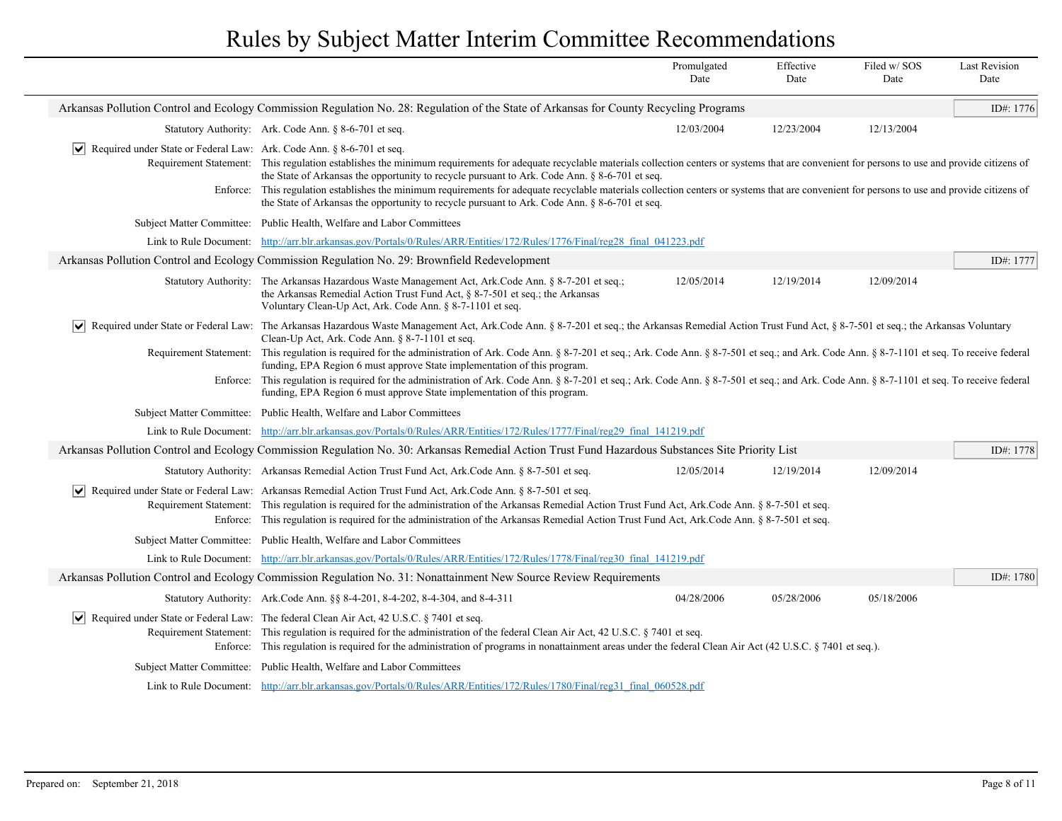# Rules by Subject Matter Interim Committee Recommendations

| | Promulgated Date | Effective Date | Filed w/ SOS Date | Last Revision Date |
|---|---|---|---|---|

## Arkansas Pollution Control and Ecology Commission Regulation No. 28: Regulation of the State of Arkansas for County Recycling Programs

ID#: 1776

| | Promulgated Date | Effective Date | Filed w/ SOS Date | Last Revision Date |
|---|---|---|---|---|
| Statutory Authority: Ark. Code Ann. § 8-6-701 et seq. | 12/03/2004 | 12/23/2004 | 12/13/2004 | |

☑ Required under State or Federal Law: Ark. Code Ann. § 8-6-701 et seq.

Requirement Statement: This regulation establishes the minimum requirements for adequate recyclable materials collection centers or systems that are convenient for persons to use and provide citizens of the State of Arkansas the opportunity to recycle pursuant to Ark. Code Ann. § 8-6-701 et seq.

Enforce: This regulation establishes the minimum requirements for adequate recyclable materials collection centers or systems that are convenient for persons to use and provide citizens of the State of Arkansas the opportunity to recycle pursuant to Ark. Code Ann. § 8-6-701 et seq.

Subject Matter Committee: Public Health, Welfare and Labor Committees

Link to Rule Document: http://arr.blr.arkansas.gov/Portals/0/Rules/ARR/Entities/172/Rules/1776/Final/reg28_final_041223.pdf

## Arkansas Pollution Control and Ecology Commission Regulation No. 29: Brownfield Redevelopment

ID#: 1777

| | Promulgated Date | Effective Date | Filed w/ SOS Date | Last Revision Date |
|---|---|---|---|---|
| Statutory Authority: The Arkansas Hazardous Waste Management Act, Ark.Code Ann. § 8-7-201 et seq.; the Arkansas Remedial Action Trust Fund Act, § 8-7-501 et seq.; the Arkansas Voluntary Clean-Up Act, Ark. Code Ann. § 8-7-1101 et seq. | 12/05/2014 | 12/19/2014 | 12/09/2014 | |

☑ Required under State or Federal Law: The Arkansas Hazardous Waste Management Act, Ark.Code Ann. § 8-7-201 et seq.; the Arkansas Remedial Action Trust Fund Act, § 8-7-501 et seq.; the Arkansas Voluntary Clean-Up Act, Ark. Code Ann. § 8-7-1101 et seq.

Requirement Statement: This regulation is required for the administration of Ark. Code Ann. § 8-7-201 et seq.; Ark. Code Ann. § 8-7-501 et seq.; and Ark. Code Ann. § 8-7-1101 et seq. To receive federal funding, EPA Region 6 must approve State implementation of this program.

Enforce: This regulation is required for the administration of Ark. Code Ann. § 8-7-201 et seq.; Ark. Code Ann. § 8-7-501 et seq.; and Ark. Code Ann. § 8-7-1101 et seq. To receive federal funding, EPA Region 6 must approve State implementation of this program.

Subject Matter Committee: Public Health, Welfare and Labor Committees

Link to Rule Document: http://arr.blr.arkansas.gov/Portals/0/Rules/ARR/Entities/172/Rules/1777/Final/reg29_final_141219.pdf

## Arkansas Pollution Control and Ecology Commission Regulation No. 30: Arkansas Remedial Action Trust Fund Hazardous Substances Site Priority List

ID#: 1778

| | Promulgated Date | Effective Date | Filed w/ SOS Date | Last Revision Date |
|---|---|---|---|---|
| Statutory Authority: Arkansas Remedial Action Trust Fund Act, Ark.Code Ann. § 8-7-501 et seq. | 12/05/2014 | 12/19/2014 | 12/09/2014 | |

☑ Required under State or Federal Law: Arkansas Remedial Action Trust Fund Act, Ark.Code Ann. § 8-7-501 et seq.

Requirement Statement: This regulation is required for the administration of the Arkansas Remedial Action Trust Fund Act, Ark.Code Ann. § 8-7-501 et seq.

Enforce: This regulation is required for the administration of the Arkansas Remedial Action Trust Fund Act, Ark.Code Ann. § 8-7-501 et seq.

Subject Matter Committee: Public Health, Welfare and Labor Committees

Link to Rule Document: http://arr.blr.arkansas.gov/Portals/0/Rules/ARR/Entities/172/Rules/1778/Final/reg30_final_141219.pdf

## Arkansas Pollution Control and Ecology Commission Regulation No. 31: Nonattainment New Source Review Requirements

ID#: 1780

| | Promulgated Date | Effective Date | Filed w/ SOS Date | Last Revision Date |
|---|---|---|---|---|
| Statutory Authority: Ark.Code Ann. §§ 8-4-201, 8-4-202, 8-4-304, and 8-4-311 | 04/28/2006 | 05/28/2006 | 05/18/2006 | |

☑ Required under State or Federal Law: The federal Clean Air Act, 42 U.S.C. § 7401 et seq.

Requirement Statement: This regulation is required for the administration of the federal Clean Air Act, 42 U.S.C. § 7401 et seq.

Enforce: This regulation is required for the administration of programs in nonattainment areas under the federal Clean Air Act (42 U.S.C. § 7401 et seq.).

Subject Matter Committee: Public Health, Welfare and Labor Committees

Link to Rule Document: http://arr.blr.arkansas.gov/Portals/0/Rules/ARR/Entities/172/Rules/1780/Final/reg31_final_060528.pdf

Prepared on: September 21, 2018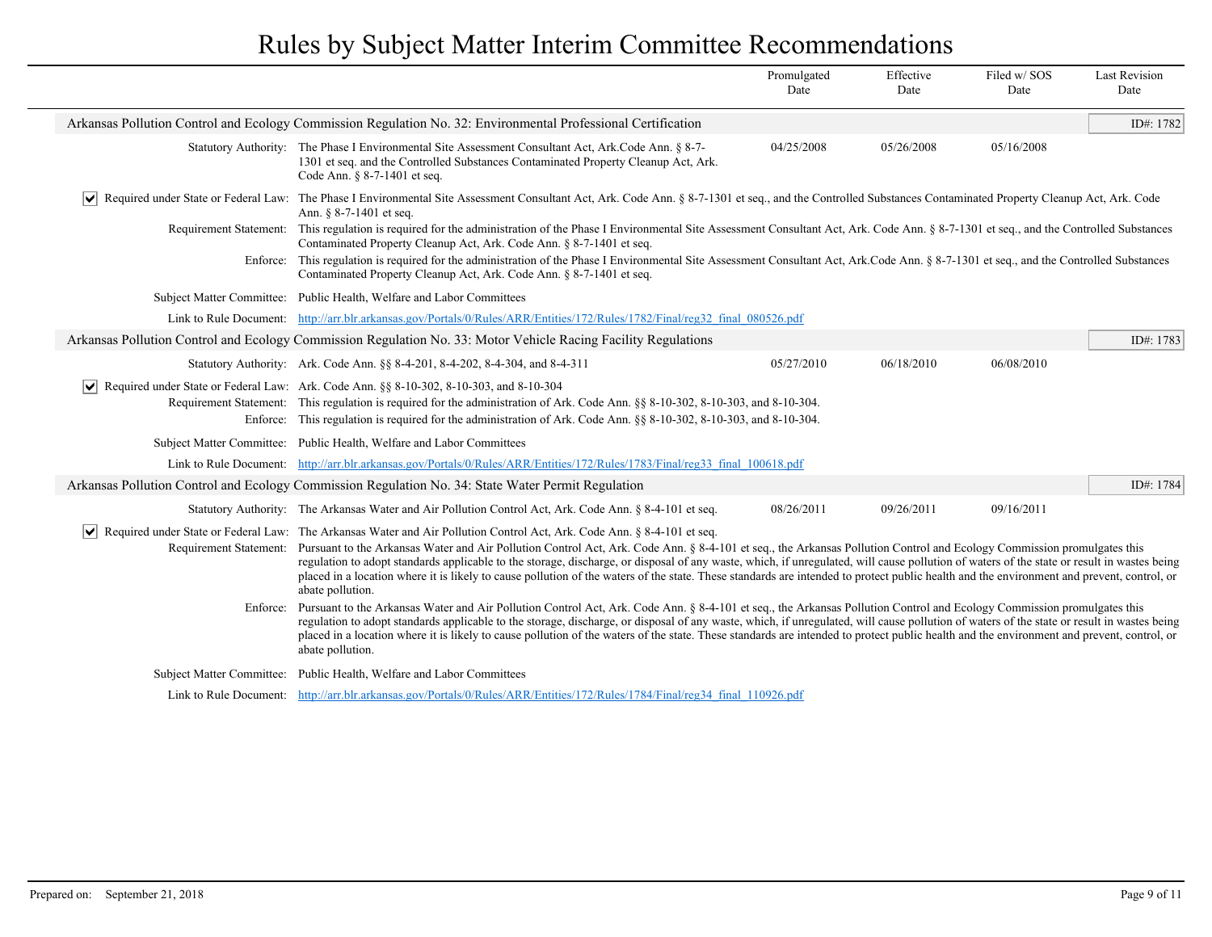# Rules by Subject Matter Interim Committee Recommendations

| | | Promulgated Date | Effective Date | Filed w/ SOS Date | Last Revision Date |
|---|---|---|---|---|---|

## Arkansas Pollution Control and Ecology Commission Regulation No. 32: Environmental Professional Certification

ID#: 1782

| | | Promulgated Date | Effective Date | Filed w/ SOS Date | Last Revision Date |
|---|---|---|---|---|---|
| Statutory Authority: | The Phase I Environmental Site Assessment Consultant Act, Ark.Code Ann. § 8-7-1301 et seq. and the Controlled Substances Contaminated Property Cleanup Act, Ark. Code Ann. § 8-7-1401 et seq. | 04/25/2008 | 05/26/2008 | 05/16/2008 | |

☑ **Required under State or Federal Law:** The Phase I Environmental Site Assessment Consultant Act, Ark. Code Ann. § 8-7-1301 et seq., and the Controlled Substances Contaminated Property Cleanup Act, Ark. Code Ann. § 8-7-1401 et seq.

**Requirement Statement:** This regulation is required for the administration of the Phase I Environmental Site Assessment Consultant Act, Ark. Code Ann. § 8-7-1301 et seq., and the Controlled Substances Contaminated Property Cleanup Act, Ark. Code Ann. § 8-7-1401 et seq.

**Enforce:** This regulation is required for the administration of the Phase I Environmental Site Assessment Consultant Act, Ark.Code Ann. § 8-7-1301 et seq., and the Controlled Substances Contaminated Property Cleanup Act, Ark. Code Ann. § 8-7-1401 et seq.

**Subject Matter Committee:** Public Health, Welfare and Labor Committees

**Link to Rule Document:** [http://arr.blr.arkansas.gov/Portals/0/Rules/ARR/Entities/172/Rules/1782/Final/reg32_final_080526.pdf](http://arr.blr.arkansas.gov/Portals/0/Rules/ARR/Entities/172/Rules/1782/Final/reg32_final_080526.pdf)

## Arkansas Pollution Control and Ecology Commission Regulation No. 33: Motor Vehicle Racing Facility Regulations

ID#: 1783

| | | Promulgated Date | Effective Date | Filed w/ SOS Date | Last Revision Date |
|---|---|---|---|---|---|
| Statutory Authority: | Ark. Code Ann. §§ 8-4-201, 8-4-202, 8-4-304, and 8-4-311 | 05/27/2010 | 06/18/2010 | 06/08/2010 | |

☑ **Required under State or Federal Law:** Ark. Code Ann. §§ 8-10-302, 8-10-303, and 8-10-304

**Requirement Statement:** This regulation is required for the administration of Ark. Code Ann. §§ 8-10-302, 8-10-303, and 8-10-304.

**Enforce:** This regulation is required for the administration of Ark. Code Ann. §§ 8-10-302, 8-10-303, and 8-10-304.

**Subject Matter Committee:** Public Health, Welfare and Labor Committees

**Link to Rule Document:** [http://arr.blr.arkansas.gov/Portals/0/Rules/ARR/Entities/172/Rules/1783/Final/reg33_final_100618.pdf](http://arr.blr.arkansas.gov/Portals/0/Rules/ARR/Entities/172/Rules/1783/Final/reg33_final_100618.pdf)

## Arkansas Pollution Control and Ecology Commission Regulation No. 34: State Water Permit Regulation

ID#: 1784

| | | Promulgated Date | Effective Date | Filed w/ SOS Date | Last Revision Date |
|---|---|---|---|---|---|
| Statutory Authority: | The Arkansas Water and Air Pollution Control Act, Ark. Code Ann. § 8-4-101 et seq. | 08/26/2011 | 09/26/2011 | 09/16/2011 | |

☑ **Required under State or Federal Law:** The Arkansas Water and Air Pollution Control Act, Ark. Code Ann. § 8-4-101 et seq.

**Requirement Statement:** Pursuant to the Arkansas Water and Air Pollution Control Act, Ark. Code Ann. § 8-4-101 et seq., the Arkansas Pollution Control and Ecology Commission promulgates this regulation to adopt standards applicable to the storage, discharge, or disposal of any waste, which, if unregulated, will cause pollution of waters of the state or result in wastes being placed in a location where it is likely to cause pollution of the waters of the state. These standards are intended to protect public health and the environment and prevent, control, or abate pollution.

**Enforce:** Pursuant to the Arkansas Water and Air Pollution Control Act, Ark. Code Ann. § 8-4-101 et seq., the Arkansas Pollution Control and Ecology Commission promulgates this regulation to adopt standards applicable to the storage, discharge, or disposal of any waste, which, if unregulated, will cause pollution of waters of the state or result in wastes being placed in a location where it is likely to cause pollution of the waters of the state. These standards are intended to protect public health and the environment and prevent, control, or abate pollution.

**Subject Matter Committee:** Public Health, Welfare and Labor Committees

**Link to Rule Document:** [http://arr.blr.arkansas.gov/Portals/0/Rules/ARR/Entities/172/Rules/1784/Final/reg34_final_110926.pdf](http://arr.blr.arkansas.gov/Portals/0/Rules/ARR/Entities/172/Rules/1784/Final/reg34_final_110926.pdf)

Prepared on: September 21, 2018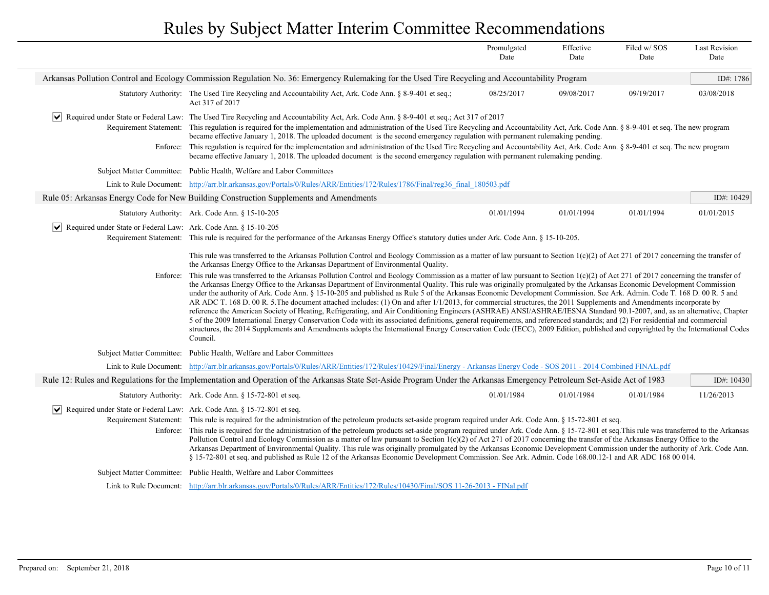# Rules by Subject Matter Interim Committee Recommendations

| | Promulgated Date | Effective Date | Filed w/ SOS Date | Last Revision Date |
|---|---|---|---|---|

## Arkansas Pollution Control and Ecology Commission Regulation No. 36: Emergency Rulemaking for the Used Tire Recycling and Accountability Program

ID#: 1786

| Statutory Authority: | Promulgated Date | Effective Date | Filed w/ SOS Date | Last Revision Date |
|---|---|---|---|---|
| The Used Tire Recycling and Accountability Act, Ark. Code Ann. § 8-9-401 et seq.; Act 317 of 2017 | 08/25/2017 | 09/08/2017 | 09/19/2017 | 03/08/2018 |

☑ **Required under State or Federal Law:** The Used Tire Recycling and Accountability Act, Ark. Code Ann. § 8-9-401 et seq.; Act 317 of 2017

**Requirement Statement:** This regulation is required for the implementation and administration of the Used Tire Recycling and Accountability Act, Ark. Code Ann. § 8-9-401 et seq. The new program became effective January 1, 2018. The uploaded document is the second emergency regulation with permanent rulemaking pending.

**Enforce:** This regulation is required for the implementation and administration of the Used Tire Recycling and Accountability Act, Ark. Code Ann. § 8-9-401 et seq. The new program became effective January 1, 2018. The uploaded document is the second emergency regulation with permanent rulemaking pending.

**Subject Matter Committee:** Public Health, Welfare and Labor Committees

**Link to Rule Document:** http://arr.blr.arkansas.gov/Portals/0/Rules/ARR/Entities/172/Rules/1786/Final/reg36_final_180503.pdf

## Rule 05: Arkansas Energy Code for New Building Construction Supplements and Amendments

ID#: 10429

| Statutory Authority: | Promulgated Date | Effective Date | Filed w/ SOS Date | Last Revision Date |
|---|---|---|---|---|
| Ark. Code Ann. § 15-10-205 | 01/01/1994 | 01/01/1994 | 01/01/1994 | 01/01/2015 |

☑ **Required under State or Federal Law:** Ark. Code Ann. § 15-10-205

**Requirement Statement:** This rule is required for the performance of the Arkansas Energy Office's statutory duties under Ark. Code Ann. § 15-10-205.

This rule was transferred to the Arkansas Pollution Control and Ecology Commission as a matter of law pursuant to Section 1(c)(2) of Act 271 of 2017 concerning the transfer of the Arkansas Energy Office to the Arkansas Department of Environmental Quality.

**Enforce:** This rule was transferred to the Arkansas Pollution Control and Ecology Commission as a matter of law pursuant to Section 1(c)(2) of Act 271 of 2017 concerning the transfer of the Arkansas Energy Office to the Arkansas Department of Environmental Quality. This rule was originally promulgated by the Arkansas Economic Development Commission under the authority of Ark. Code Ann. § 15-10-205 and published as Rule 5 of the Arkansas Economic Development Commission. See Ark. Admin. Code T. 168 D. 00 R. 5 and AR ADC T. 168 D. 00 R. 5.The document attached includes: (1) On and after 1/1/2013, for commercial structures, the 2011 Supplements and Amendments incorporate by reference the American Society of Heating, Refrigerating, and Air Conditioning Engineers (ASHRAE) ANSI/ASHRAE/IESNA Standard 90.1-2007, and, as an alternative, Chapter 5 of the 2009 International Energy Conservation Code with its associated definitions, general requirements, and referenced standards; and (2) For residential and commercial structures, the 2014 Supplements and Amendments adopts the International Energy Conservation Code (IECC), 2009 Edition, published and copyrighted by the International Codes Council.

**Subject Matter Committee:** Public Health, Welfare and Labor Committees

**Link to Rule Document:** http://arr.blr.arkansas.gov/Portals/0/Rules/ARR/Entities/172/Rules/10429/Final/Energy - Arkansas Energy Code - SOS 2011 - 2014 Combined FINAL.pdf

## Rule 12: Rules and Regulations for the Implementation and Operation of the Arkansas State Set-Aside Program Under the Arkansas Emergency Petroleum Set-Aside Act of 1983

ID#: 10430

| Statutory Authority: | Promulgated Date | Effective Date | Filed w/ SOS Date | Last Revision Date |
|---|---|---|---|---|
| Ark. Code Ann. § 15-72-801 et seq. | 01/01/1984 | 01/01/1984 | 01/01/1984 | 11/26/2013 |

☑ **Required under State or Federal Law:** Ark. Code Ann. § 15-72-801 et seq.

**Requirement Statement:** This rule is required for the administration of the petroleum products set-aside program required under Ark. Code Ann. § 15-72-801 et seq.

**Enforce:** This rule is required for the administration of the petroleum products set-aside program required under Ark. Code Ann. § 15-72-801 et seq.This rule was transferred to the Arkansas Pollution Control and Ecology Commission as a matter of law pursuant to Section 1(c)(2) of Act 271 of 2017 concerning the transfer of the Arkansas Energy Office to the Arkansas Department of Environmental Quality. This rule was originally promulgated by the Arkansas Economic Development Commission under the authority of Ark. Code Ann. § 15-72-801 et seq. and published as Rule 12 of the Arkansas Economic Development Commission. See Ark. Admin. Code 168.00.12-1 and AR ADC 168 00 014.

**Subject Matter Committee:** Public Health, Welfare and Labor Committees

**Link to Rule Document:** http://arr.blr.arkansas.gov/Portals/0/Rules/ARR/Entities/172/Rules/10430/Final/SOS 11-26-2013 - FINal.pdf

Prepared on: September 21, 2018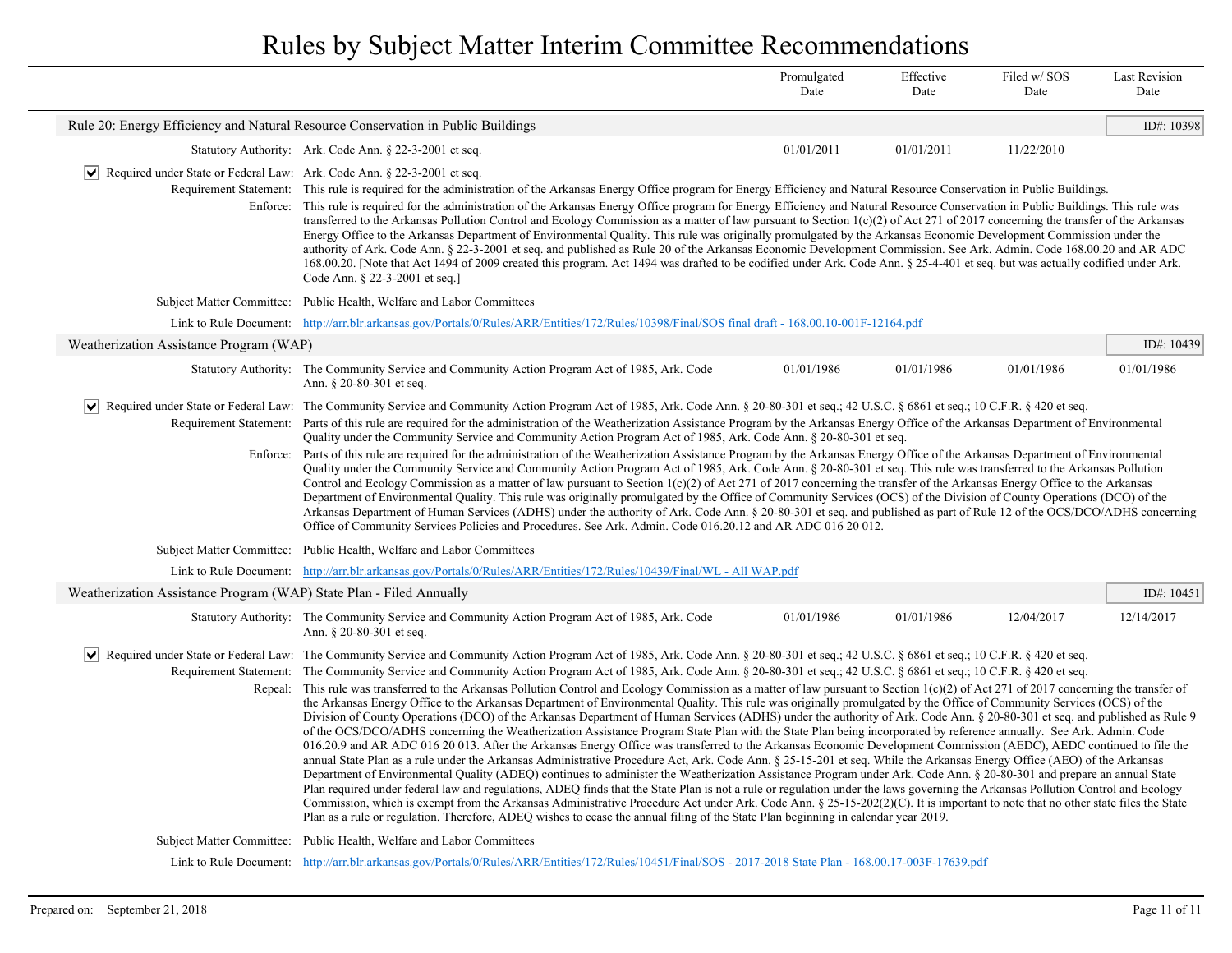# Rules by Subject Matter Interim Committee Recommendations

| | Promulgated Date | Effective Date | Filed w/ SOS Date | Last Revision Date |
|---|---|---|---|---|

## Rule 20: Energy Efficiency and Natural Resource Conservation in Public Buildings

ID#: 10398

| | | Promulgated Date | Effective Date | Filed w/ SOS Date | Last Revision Date |
|---|---|---|---|---|---|
| Statutory Authority: | Ark. Code Ann. § 22-3-2001 et seq. | 01/01/2011 | 01/01/2011 | 11/22/2010 | |

☑ **Required under State or Federal Law:** Ark. Code Ann. § 22-3-2001 et seq.

**Requirement Statement:** This rule is required for the administration of the Arkansas Energy Office program for Energy Efficiency and Natural Resource Conservation in Public Buildings.

**Enforce:** This rule is required for the administration of the Arkansas Energy Office program for Energy Efficiency and Natural Resource Conservation in Public Buildings. This rule was transferred to the Arkansas Pollution Control and Ecology Commission as a matter of law pursuant to Section 1(c)(2) of Act 271 of 2017 concerning the transfer of the Arkansas Energy Office to the Arkansas Department of Environmental Quality. This rule was originally promulgated by the Arkansas Economic Development Commission under the authority of Ark. Code Ann. § 22-3-2001 et seq. and published as Rule 20 of the Arkansas Economic Development Commission. See Ark. Admin. Code 168.00.20 and AR ADC 168.00.20. [Note that Act 1494 of 2009 created this program. Act 1494 was drafted to be codified under Ark. Code Ann. § 25-4-401 et seq. but was actually codified under Ark. Code Ann. § 22-3-2001 et seq.]

**Subject Matter Committee:** Public Health, Welfare and Labor Committees

**Link to Rule Document:** http://arr.blr.arkansas.gov/Portals/0/Rules/ARR/Entities/172/Rules/10398/Final/SOS final draft - 168.00.10-001F-12164.pdf

## Weatherization Assistance Program (WAP)

ID#: 10439

| | | Promulgated Date | Effective Date | Filed w/ SOS Date | Last Revision Date |
|---|---|---|---|---|---|
| Statutory Authority: | The Community Service and Community Action Program Act of 1985, Ark. Code Ann. § 20-80-301 et seq. | 01/01/1986 | 01/01/1986 | 01/01/1986 | 01/01/1986 |

☑ **Required under State or Federal Law:** The Community Service and Community Action Program Act of 1985, Ark. Code Ann. § 20-80-301 et seq.; 42 U.S.C. § 6861 et seq.; 10 C.F.R. § 420 et seq.

**Requirement Statement:** Parts of this rule are required for the administration of the Weatherization Assistance Program by the Arkansas Energy Office of the Arkansas Department of Environmental Quality under the Community Service and Community Action Program Act of 1985, Ark. Code Ann. § 20-80-301 et seq.

**Enforce:** Parts of this rule are required for the administration of the Weatherization Assistance Program by the Arkansas Energy Office of the Arkansas Department of Environmental Quality under the Community Service and Community Action Program Act of 1985, Ark. Code Ann. § 20-80-301 et seq. This rule was transferred to the Arkansas Pollution Control and Ecology Commission as a matter of law pursuant to Section 1(c)(2) of Act 271 of 2017 concerning the transfer of the Arkansas Energy Office to the Arkansas Department of Environmental Quality. This rule was originally promulgated by the Office of Community Services (OCS) of the Division of County Operations (DCO) of the Arkansas Department of Human Services (ADHS) under the authority of Ark. Code Ann. § 20-80-301 et seq. and published as part of Rule 12 of the OCS/DCO/ADHS concerning Office of Community Services Policies and Procedures. See Ark. Admin. Code 016.20.12 and AR ADC 016 20 012.

**Subject Matter Committee:** Public Health, Welfare and Labor Committees

**Link to Rule Document:** http://arr.blr.arkansas.gov/Portals/0/Rules/ARR/Entities/172/Rules/10439/Final/WL - All WAP.pdf

## Weatherization Assistance Program (WAP) State Plan - Filed Annually

ID#: 10451

| | | Promulgated Date | Effective Date | Filed w/ SOS Date | Last Revision Date |
|---|---|---|---|---|---|
| Statutory Authority: | The Community Service and Community Action Program Act of 1985, Ark. Code Ann. § 20-80-301 et seq. | 01/01/1986 | 01/01/1986 | 12/04/2017 | 12/14/2017 |

☑ **Required under State or Federal Law:** The Community Service and Community Action Program Act of 1985, Ark. Code Ann. § 20-80-301 et seq.; 42 U.S.C. § 6861 et seq.; 10 C.F.R. § 420 et seq.

**Requirement Statement:** The Community Service and Community Action Program Act of 1985, Ark. Code Ann. § 20-80-301 et seq.; 42 U.S.C. § 6861 et seq.; 10 C.F.R. § 420 et seq.

**Repeal:** This rule was transferred to the Arkansas Pollution Control and Ecology Commission as a matter of law pursuant to Section 1(c)(2) of Act 271 of 2017 concerning the transfer of the Arkansas Energy Office to the Arkansas Department of Environmental Quality. This rule was originally promulgated by the Office of Community Services (OCS) of the Division of County Operations (DCO) of the Arkansas Department of Human Services (ADHS) under the authority of Ark. Code Ann. § 20-80-301 et seq. and published as Rule 9 of the OCS/DCO/ADHS concerning the Weatherization Assistance Program State Plan with the State Plan being incorporated by reference annually. See Ark. Admin. Code 016.20.9 and AR ADC 016 20 013. After the Arkansas Energy Office was transferred to the Arkansas Economic Development Commission (AEDC), AEDC continued to file the annual State Plan as a rule under the Arkansas Administrative Procedure Act, Ark. Code Ann. § 25-15-201 et seq. While the Arkansas Energy Office (AEO) of the Arkansas Department of Environmental Quality (ADEQ) continues to administer the Weatherization Assistance Program under Ark. Code Ann. § 20-80-301 and prepare an annual State Plan required under federal law and regulations, ADEQ finds that the State Plan is not a rule or regulation under the laws governing the Arkansas Pollution Control and Ecology Commission, which is exempt from the Arkansas Administrative Procedure Act under Ark. Code Ann. § 25-15-202(2)(C). It is important to note that no other state files the State Plan as a rule or regulation. Therefore, ADEQ wishes to cease the annual filing of the State Plan beginning in calendar year 2019.

**Subject Matter Committee:** Public Health, Welfare and Labor Committees

**Link to Rule Document:** http://arr.blr.arkansas.gov/Portals/0/Rules/ARR/Entities/172/Rules/10451/Final/SOS - 2017-2018 State Plan - 168.00.17-003F-17639.pdf

Prepared on: September 21, 2018